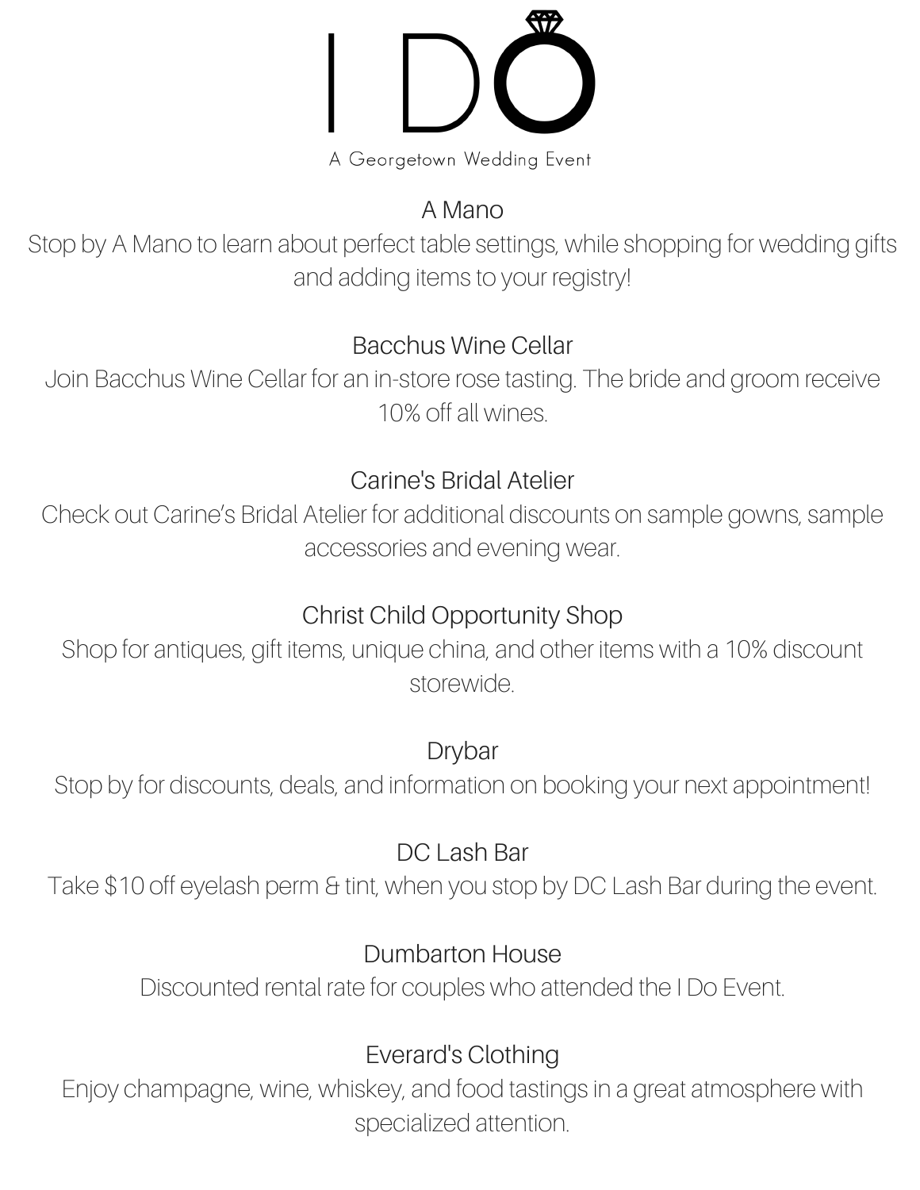# I DO

A Georgetown Wedding Event

## A Mano

Stop by A Mano to learn about perfect table settings, while shopping for wedding gifts and adding items to your registry!

## Bacchus Wine Cellar

Join Bacchus Wine Cellar for an in-store rose tasting. The bride and groom receive 10% off all wines.

## Carine's Bridal Atelier

Check out Carine's Bridal Atelier for additional discounts on sample gowns, sample accessories and evening wear.

## Christ Child Opportunity Shop

Shop for antiques, gift items, unique china, and other items with a 10% discount storewide.

## Drybar

Stop by for discounts, deals, and information on booking your next appointment!

## DC Lash Bar

Take $10 off eyelash perm & tint, when you stop by DC Lash Bar during the event.

## Dumbarton House

Discounted rental rate for couples who attended the I Do Event.

## Everard's Clothing

Enjoy champagne, wine, whiskey, and food tastings in a great atmosphere with specialized attention.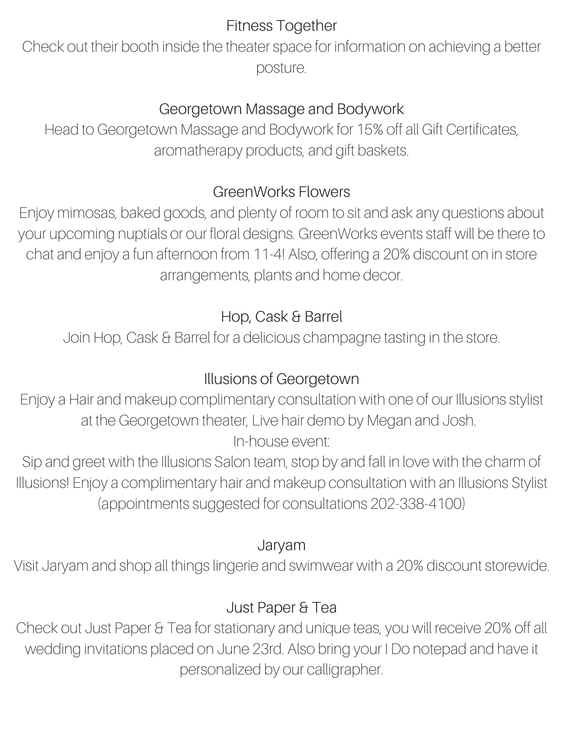### Fitness Together

Check out their booth inside the theater space for information on achieving a better posture.

### Georgetown Massage and Bodywork

Head to Georgetown Massage and Bodywork for 15% off all Gift Certificates, aromatherapy products, and gift baskets.

### GreenWorks Flowers

Enjoy mimosas, baked goods, and plenty of room to sit and ask any questions about your upcoming nuptials or our floral designs. GreenWorks events staff will be there to chat and enjoy a fun afternoon from 11-4! Also, offering a 20% discount on in store arrangements, plants and home decor.

### Hop, Cask & Barrel

Join Hop, Cask & Barrel for a delicious champagne tasting in the store.

### Illusions of Georgetown

Enjoy a Hair and makeup complimentary consultation with one of our Illusions stylist at the Georgetown theater, Live hair demo by Megan and Josh.

In-house event:

Sip and greet with the Illusions Salon team, stop by and fall in love with the charm of Illusions! Enjoy a complimentary hair and makeup consultation with an Illusions Stylist (appointments suggested for consultations 202-338-4100)

### Jaryam

Visit Jaryam and shop all things lingerie and swimwear with a 20% discount storewide.

### Just Paper & Tea

Check out Just Paper & Tea for stationary and unique teas, you will receive 20% off all wedding invitations placed on June 23rd. Also bring your I Do notepad and have it personalized by our calligrapher.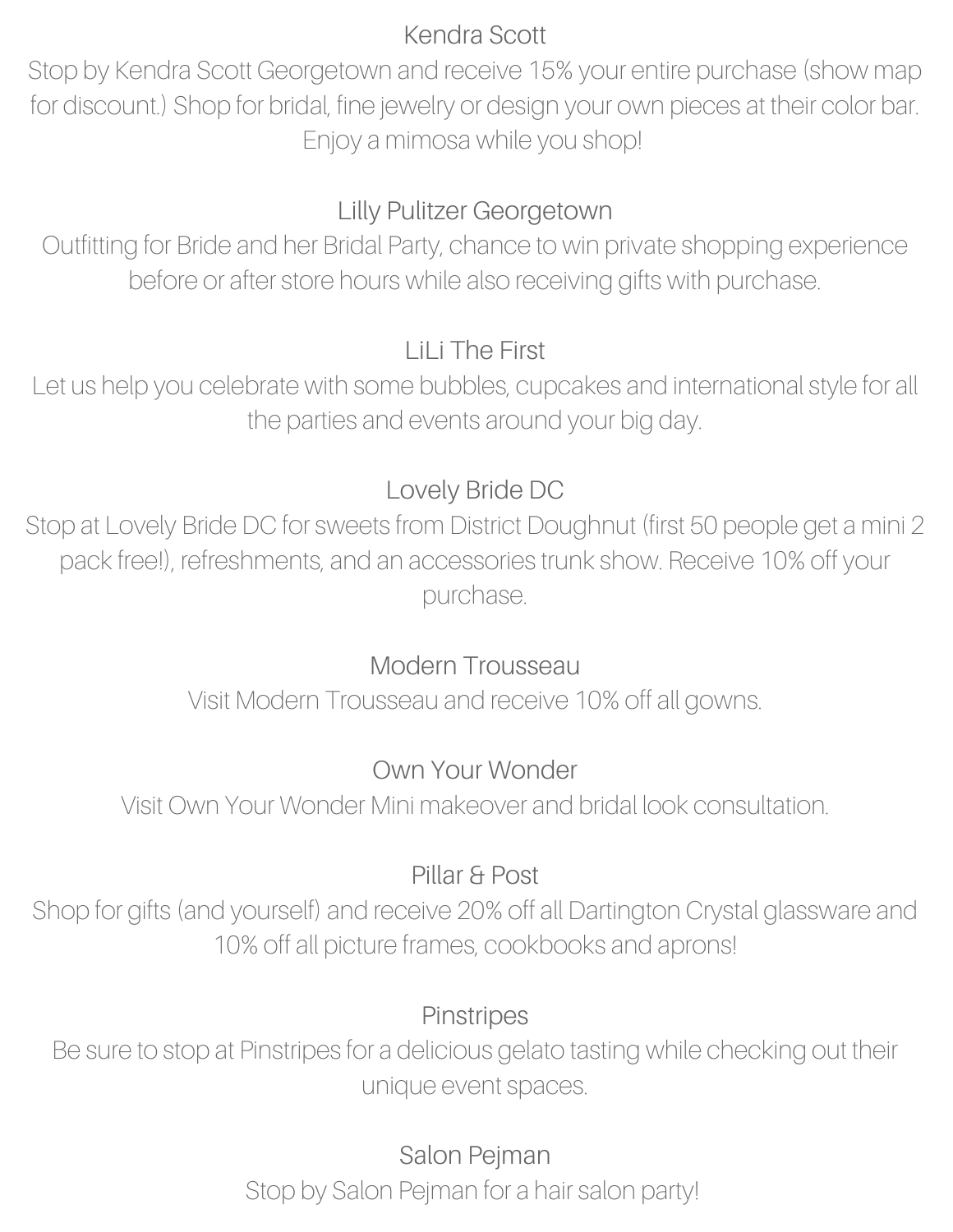### Kendra Scott

Stop by Kendra Scott Georgetown and receive 15% your entire purchase (show map for discount.) Shop for bridal, fine jewelry or design your own pieces at their color bar. Enjoy a mimosa while you shop!

### Lilly Pulitzer Georgetown

Outfitting for Bride and her Bridal Party, chance to win private shopping experience before or after store hours while also receiving gifts with purchase.

### LiLi The First

Let us help you celebrate with some bubbles, cupcakes and international style for all the parties and events around your big day.

### Lovely Bride DC

Stop at Lovely Bride DC for sweets from District Doughnut (first 50 people get a mini 2 pack free!), refreshments, and an accessories trunk show. Receive 10% off your purchase.

### Modern Trousseau

Visit Modern Trousseau and receive 10% off all gowns.

### Own Your Wonder

Visit Own Your Wonder Mini makeover and bridal look consultation.

### Pillar & Post

Shop for gifts (and yourself) and receive 20% off all Dartington Crystal glassware and 10% off all picture frames, cookbooks and aprons!

### Pinstripes

Be sure to stop at Pinstripes for a delicious gelato tasting while checking out their unique event spaces.

### Salon Pejman

Stop by Salon Pejman for a hair salon party!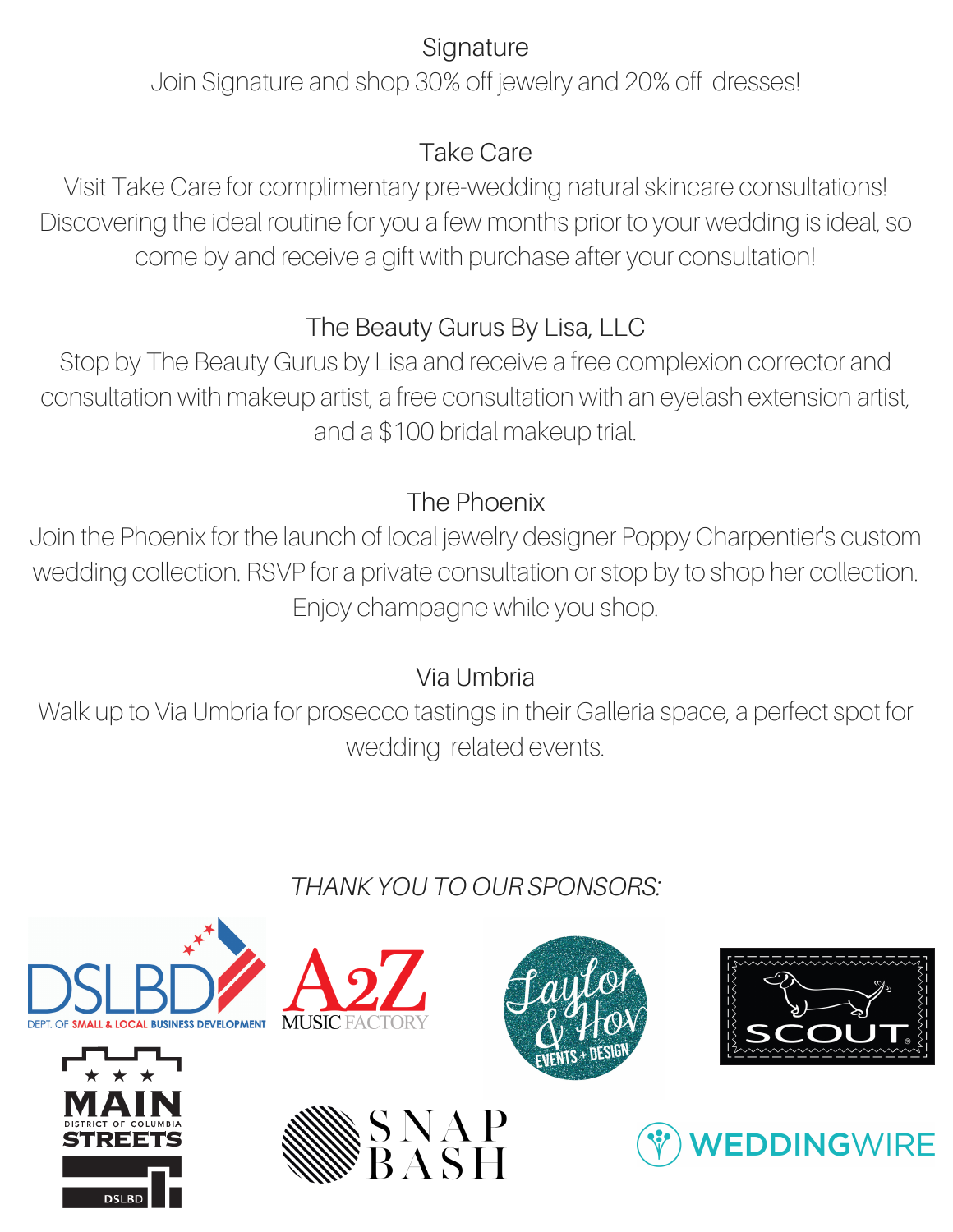## Signature

Join Signature and shop 30% off jewelry and 20% off dresses!

## Take Care

Visit Take Care for complimentary pre-wedding natural skincare consultations! Discovering the ideal routine for you a few months prior to your wedding is ideal, so come by and receive a gift with purchase after your consultation!

## The Beauty Gurus By Lisa, LLC

Stop by The Beauty Gurus by Lisa and receive a free complexion corrector and consultation with makeup artist, a free consultation with an eyelash extension artist, and a $100 bridal makeup trial.

## The Phoenix

Join the Phoenix for the launch of local jewelry designer Poppy Charpentier's custom wedding collection. RSVP for a private consultation or stop by to shop her collection. Enjoy champagne while you shop.

## Via Umbria

Walk up to Via Umbria for prosecco tastings in their Galleria space, a perfect spot for wedding related events.

*THANK YOU TO OUR SPONSORS:*

DSLBD DEPT. OF SMALL & LOCAL BUSINESS DEVELOPMENT

A2Z MUSIC FACTORY

Taylor & Hov EVENTS + DESIGN

SCOUT

MAIN DISTRICT OF COLUMBIA STREETS DSLBD

SNAP BASH

WEDDINGWIRE